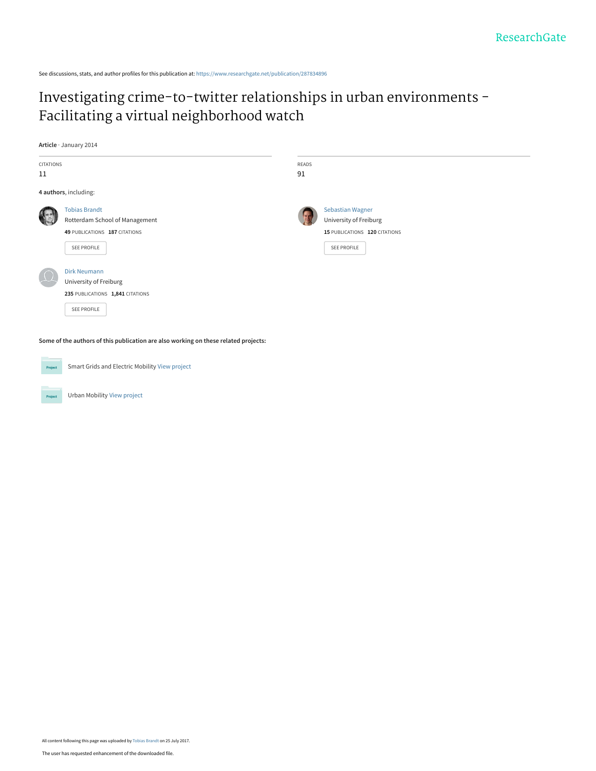See discussions, stats, and author profiles for this publication at: https://www.researchgate.net/publication/287834896

# Investigating crime-to-twitter relationships in urban environments - Facilitating a virtual neighborhood watch

**Article** · January 2014

| CITATIONS | READS |
| --- | --- |
| 11 | 91 |

**4 authors**, including:

Tobias Brandt
Rotterdam School of Management
**49** PUBLICATIONS **187** CITATIONS

SEE PROFILE

Sebastian Wagner
University of Freiburg
**15** PUBLICATIONS **120** CITATIONS

SEE PROFILE

Dirk Neumann
University of Freiburg
**235** PUBLICATIONS **1,841** CITATIONS

SEE PROFILE

**Some of the authors of this publication are also working on these related projects:**

Smart Grids and Electric Mobility View project

Urban Mobility View project

All content following this page was uploaded by Tobias Brandt on 25 July 2017.

The user has requested enhancement of the downloaded file.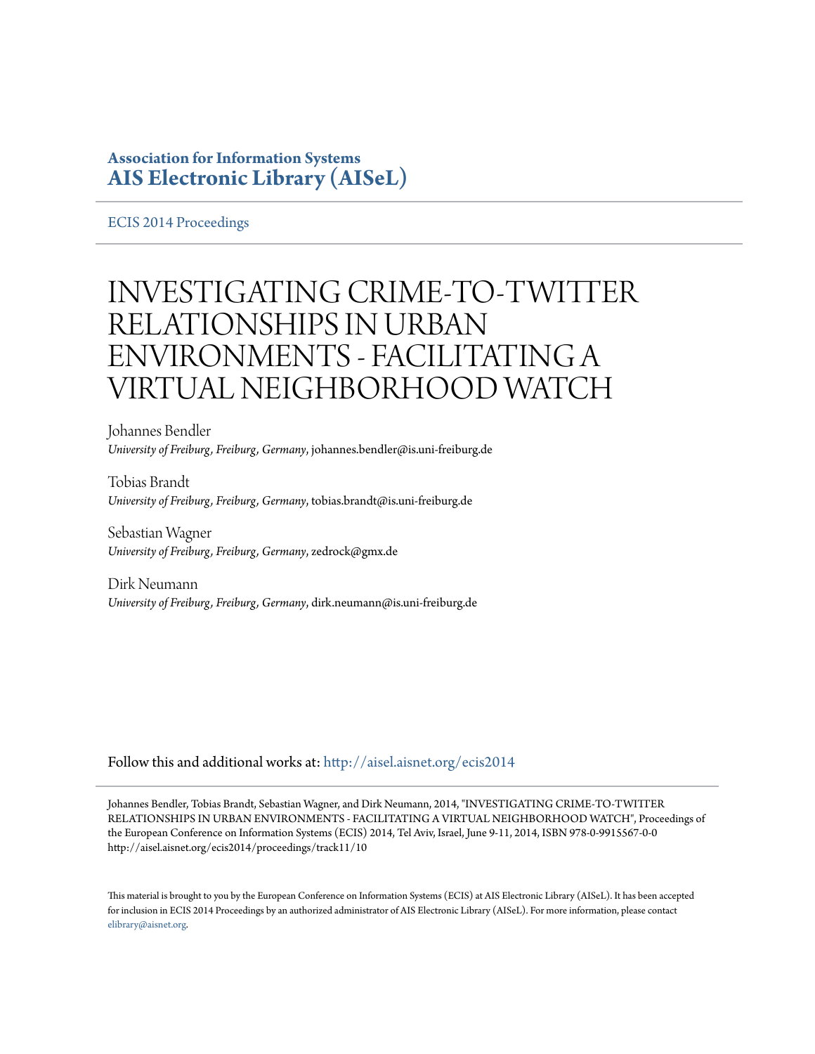**Association for Information Systems**
**AIS Electronic Library (AISeL)**

ECIS 2014 Proceedings

# INVESTIGATING CRIME-TO-TWITTER RELATIONSHIPS IN URBAN ENVIRONMENTS - FACILITATING A VIRTUAL NEIGHBORHOOD WATCH

Johannes Bendler
*University of Freiburg, Freiburg, Germany*, johannes.bendler@is.uni-freiburg.de

Tobias Brandt
*University of Freiburg, Freiburg, Germany*, tobias.brandt@is.uni-freiburg.de

Sebastian Wagner
*University of Freiburg, Freiburg, Germany*, zedrock@gmx.de

Dirk Neumann
*University of Freiburg, Freiburg, Germany*, dirk.neumann@is.uni-freiburg.de

Follow this and additional works at: http://aisel.aisnet.org/ecis2014

Johannes Bendler, Tobias Brandt, Sebastian Wagner, and Dirk Neumann, 2014, "INVESTIGATING CRIME-TO-TWITTER RELATIONSHIPS IN URBAN ENVIRONMENTS - FACILITATING A VIRTUAL NEIGHBORHOOD WATCH", Proceedings of the European Conference on Information Systems (ECIS) 2014, Tel Aviv, Israel, June 9-11, 2014, ISBN 978-0-9915567-0-0 http://aisel.aisnet.org/ecis2014/proceedings/track11/10

This material is brought to you by the European Conference on Information Systems (ECIS) at AIS Electronic Library (AISeL). It has been accepted for inclusion in ECIS 2014 Proceedings by an authorized administrator of AIS Electronic Library (AISeL). For more information, please contact elibrary@aisnet.org.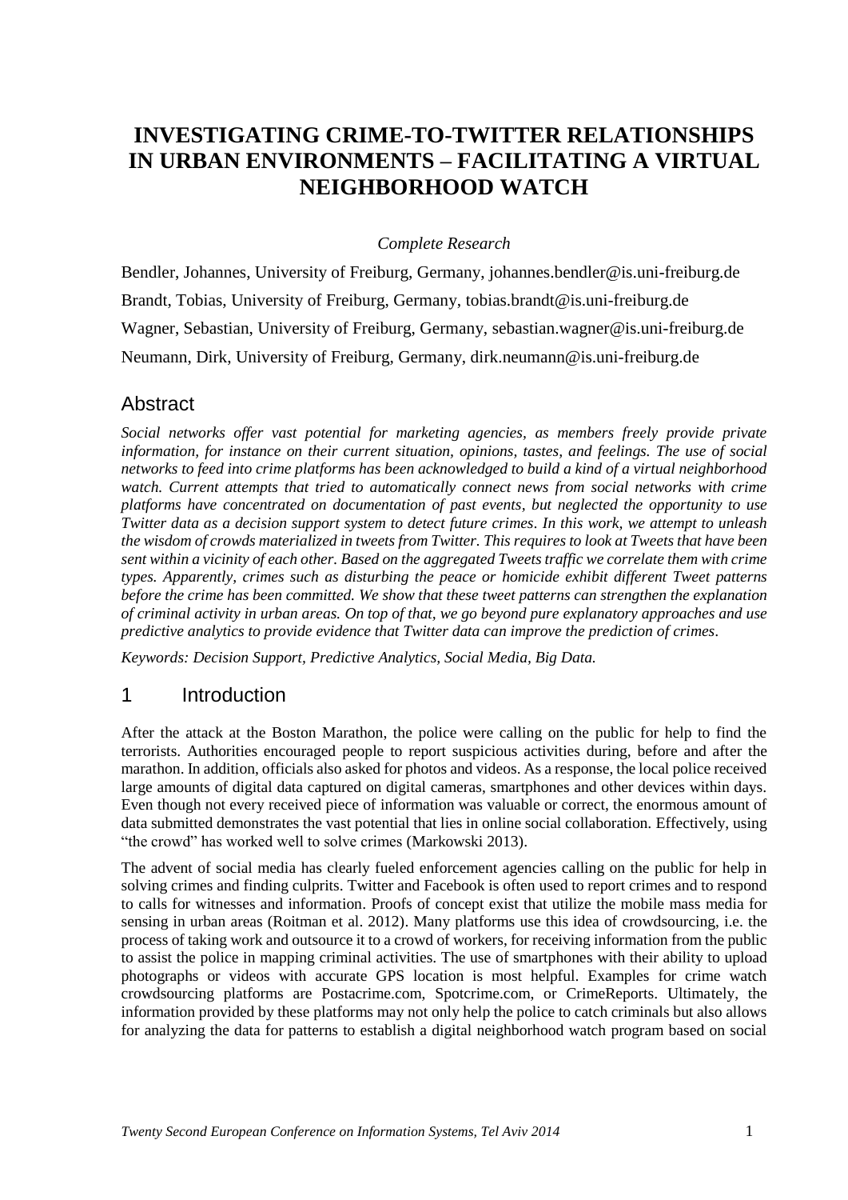# INVESTIGATING CRIME-TO-TWITTER RELATIONSHIPS IN URBAN ENVIRONMENTS – FACILITATING A VIRTUAL NEIGHBORHOOD WATCH

*Complete Research*

Bendler, Johannes, University of Freiburg, Germany, johannes.bendler@is.uni-freiburg.de

Brandt, Tobias, University of Freiburg, Germany, tobias.brandt@is.uni-freiburg.de

Wagner, Sebastian, University of Freiburg, Germany, sebastian.wagner@is.uni-freiburg.de

Neumann, Dirk, University of Freiburg, Germany, dirk.neumann@is.uni-freiburg.de

## Abstract

*Social networks offer vast potential for marketing agencies, as members freely provide private information, for instance on their current situation, opinions, tastes, and feelings. The use of social networks to feed into crime platforms has been acknowledged to build a kind of a virtual neighborhood watch. Current attempts that tried to automatically connect news from social networks with crime platforms have concentrated on documentation of past events, but neglected the opportunity to use Twitter data as a decision support system to detect future crimes. In this work, we attempt to unleash the wisdom of crowds materialized in tweets from Twitter. This requires to look at Tweets that have been sent within a vicinity of each other. Based on the aggregated Tweets traffic we correlate them with crime types. Apparently, crimes such as disturbing the peace or homicide exhibit different Tweet patterns before the crime has been committed. We show that these tweet patterns can strengthen the explanation of criminal activity in urban areas. On top of that, we go beyond pure explanatory approaches and use predictive analytics to provide evidence that Twitter data can improve the prediction of crimes.*

*Keywords: Decision Support, Predictive Analytics, Social Media, Big Data.*

## 1 Introduction

After the attack at the Boston Marathon, the police were calling on the public for help to find the terrorists. Authorities encouraged people to report suspicious activities during, before and after the marathon. In addition, officials also asked for photos and videos. As a response, the local police received large amounts of digital data captured on digital cameras, smartphones and other devices within days. Even though not every received piece of information was valuable or correct, the enormous amount of data submitted demonstrates the vast potential that lies in online social collaboration. Effectively, using "the crowd" has worked well to solve crimes (Markowski 2013).

The advent of social media has clearly fueled enforcement agencies calling on the public for help in solving crimes and finding culprits. Twitter and Facebook is often used to report crimes and to respond to calls for witnesses and information. Proofs of concept exist that utilize the mobile mass media for sensing in urban areas (Roitman et al. 2012). Many platforms use this idea of crowdsourcing, i.e. the process of taking work and outsource it to a crowd of workers, for receiving information from the public to assist the police in mapping criminal activities. The use of smartphones with their ability to upload photographs or videos with accurate GPS location is most helpful. Examples for crime watch crowdsourcing platforms are Postacrime.com, Spotcrime.com, or CrimeReports. Ultimately, the information provided by these platforms may not only help the police to catch criminals but also allows for analyzing the data for patterns to establish a digital neighborhood watch program based on social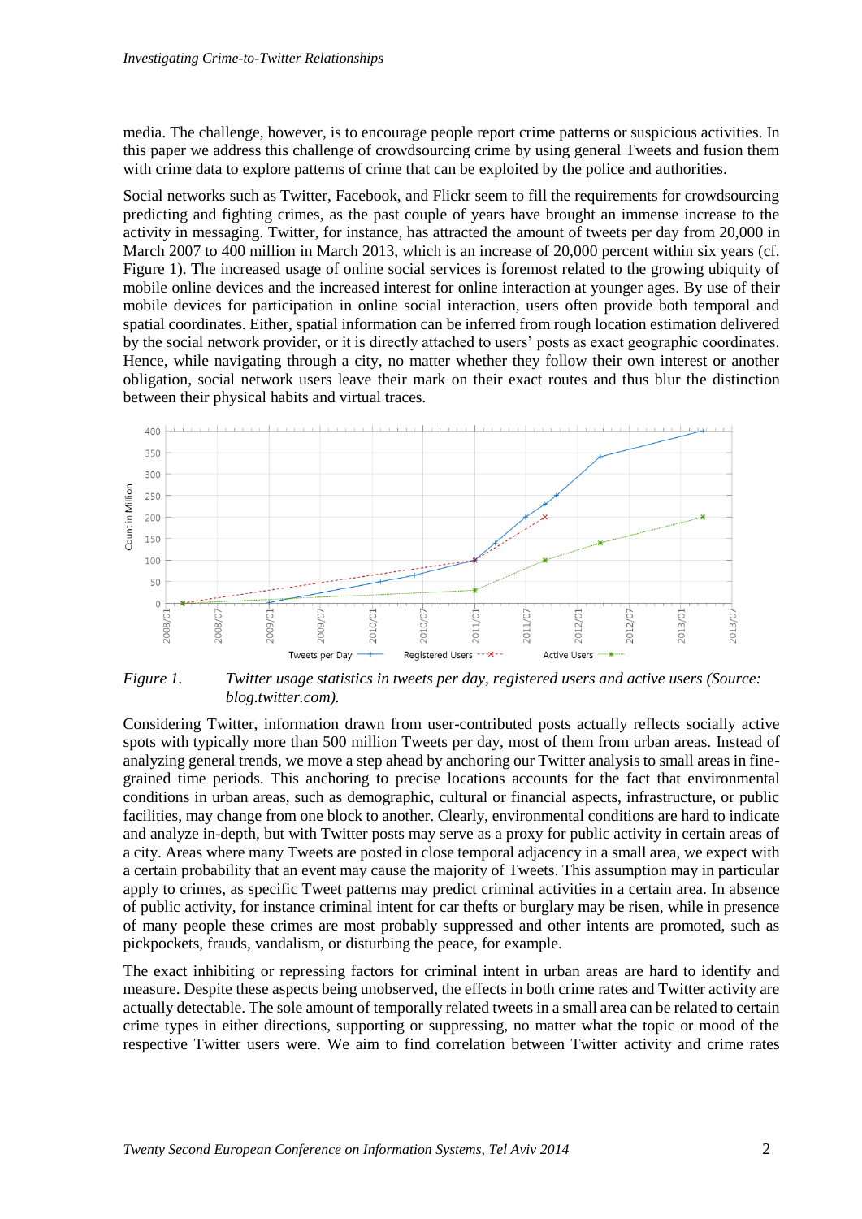media. The challenge, however, is to encourage people report crime patterns or suspicious activities. In this paper we address this challenge of crowdsourcing crime by using general Tweets and fusion them with crime data to explore patterns of crime that can be exploited by the police and authorities.

Social networks such as Twitter, Facebook, and Flickr seem to fill the requirements for crowdsourcing predicting and fighting crimes, as the past couple of years have brought an immense increase to the activity in messaging. Twitter, for instance, has attracted the amount of tweets per day from 20,000 in March 2007 to 400 million in March 2013, which is an increase of 20,000 percent within six years (cf. Figure 1). The increased usage of online social services is foremost related to the growing ubiquity of mobile online devices and the increased interest for online interaction at younger ages. By use of their mobile devices for participation in online social interaction, users often provide both temporal and spatial coordinates. Either, spatial information can be inferred from rough location estimation delivered by the social network provider, or it is directly attached to users' posts as exact geographic coordinates. Hence, while navigating through a city, no matter whether they follow their own interest or another obligation, social network users leave their mark on their exact routes and thus blur the distinction between their physical habits and virtual traces.

*Figure 1. Twitter usage statistics in tweets per day, registered users and active users (Source: blog.twitter.com).*

Considering Twitter, information drawn from user-contributed posts actually reflects socially active spots with typically more than 500 million Tweets per day, most of them from urban areas. Instead of analyzing general trends, we move a step ahead by anchoring our Twitter analysis to small areas in fine-grained time periods. This anchoring to precise locations accounts for the fact that environmental conditions in urban areas, such as demographic, cultural or financial aspects, infrastructure, or public facilities, may change from one block to another. Clearly, environmental conditions are hard to indicate and analyze in-depth, but with Twitter posts may serve as a proxy for public activity in certain areas of a city. Areas where many Tweets are posted in close temporal adjacency in a small area, we expect with a certain probability that an event may cause the majority of Tweets. This assumption may in particular apply to crimes, as specific Tweet patterns may predict criminal activities in a certain area. In absence of public activity, for instance criminal intent for car thefts or burglary may be risen, while in presence of many people these crimes are most probably suppressed and other intents are promoted, such as pickpockets, frauds, vandalism, or disturbing the peace, for example.

The exact inhibiting or repressing factors for criminal intent in urban areas are hard to identify and measure. Despite these aspects being unobserved, the effects in both crime rates and Twitter activity are actually detectable. The sole amount of temporally related tweets in a small area can be related to certain crime types in either directions, supporting or suppressing, no matter what the topic or mood of the respective Twitter users were. We aim to find correlation between Twitter activity and crime rates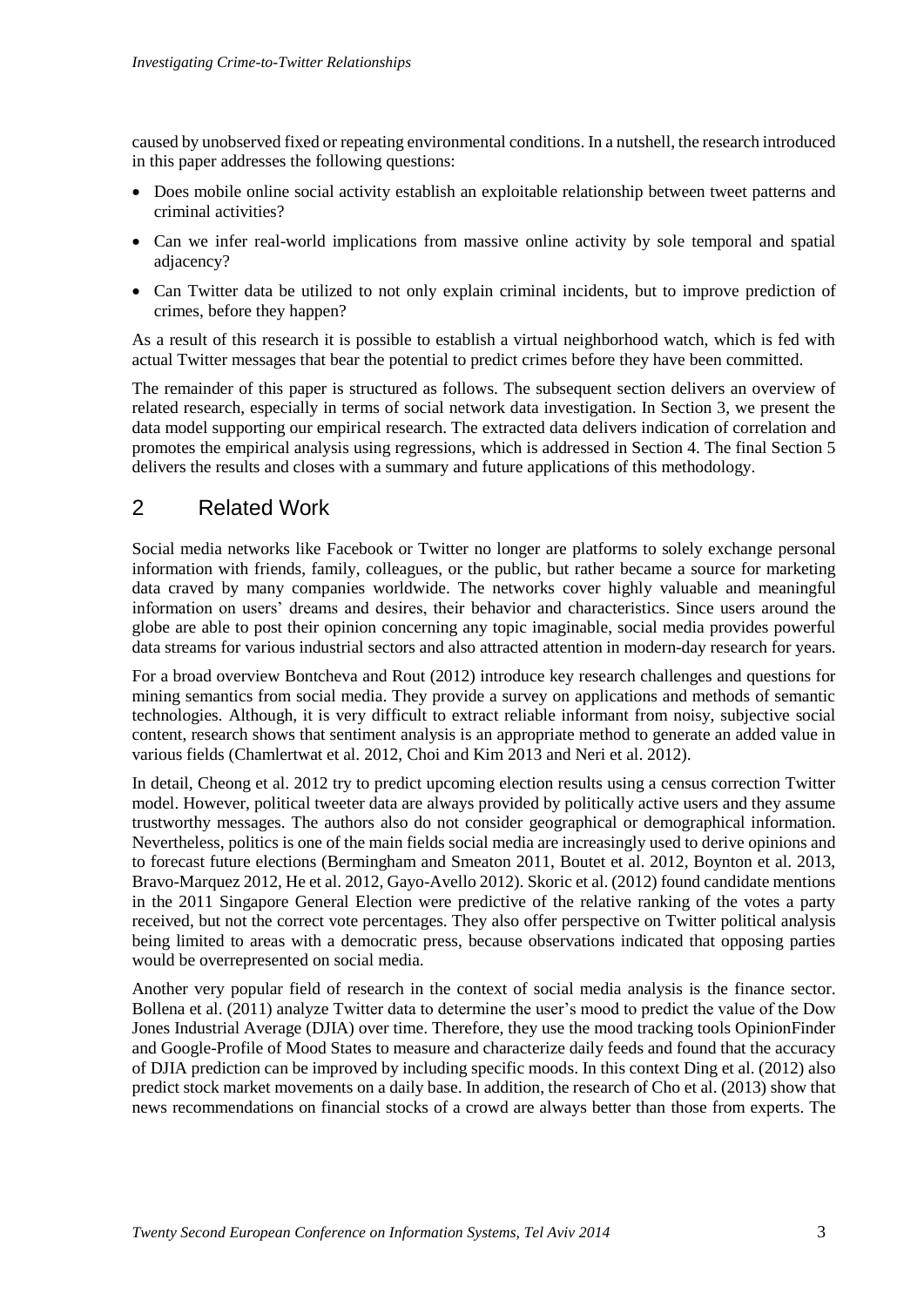caused by unobserved fixed or repeating environmental conditions. In a nutshell, the research introduced in this paper addresses the following questions:

- Does mobile online social activity establish an exploitable relationship between tweet patterns and criminal activities?
- Can we infer real-world implications from massive online activity by sole temporal and spatial adjacency?
- Can Twitter data be utilized to not only explain criminal incidents, but to improve prediction of crimes, before they happen?

As a result of this research it is possible to establish a virtual neighborhood watch, which is fed with actual Twitter messages that bear the potential to predict crimes before they have been committed.

The remainder of this paper is structured as follows. The subsequent section delivers an overview of related research, especially in terms of social network data investigation. In Section 3, we present the data model supporting our empirical research. The extracted data delivers indication of correlation and promotes the empirical analysis using regressions, which is addressed in Section 4. The final Section 5 delivers the results and closes with a summary and future applications of this methodology.

## 2 Related Work

Social media networks like Facebook or Twitter no longer are platforms to solely exchange personal information with friends, family, colleagues, or the public, but rather became a source for marketing data craved by many companies worldwide. The networks cover highly valuable and meaningful information on users' dreams and desires, their behavior and characteristics. Since users around the globe are able to post their opinion concerning any topic imaginable, social media provides powerful data streams for various industrial sectors and also attracted attention in modern-day research for years.

For a broad overview Bontcheva and Rout (2012) introduce key research challenges and questions for mining semantics from social media. They provide a survey on applications and methods of semantic technologies. Although, it is very difficult to extract reliable informant from noisy, subjective social content, research shows that sentiment analysis is an appropriate method to generate an added value in various fields (Chamlertwat et al. 2012, Choi and Kim 2013 and Neri et al. 2012).

In detail, Cheong et al. 2012 try to predict upcoming election results using a census correction Twitter model. However, political tweeter data are always provided by politically active users and they assume trustworthy messages. The authors also do not consider geographical or demographical information. Nevertheless, politics is one of the main fields social media are increasingly used to derive opinions and to forecast future elections (Bermingham and Smeaton 2011, Boutet et al. 2012, Boynton et al. 2013, Bravo-Marquez 2012, He et al. 2012, Gayo-Avello 2012). Skoric et al. (2012) found candidate mentions in the 2011 Singapore General Election were predictive of the relative ranking of the votes a party received, but not the correct vote percentages. They also offer perspective on Twitter political analysis being limited to areas with a democratic press, because observations indicated that opposing parties would be overrepresented on social media.

Another very popular field of research in the context of social media analysis is the finance sector. Bollena et al. (2011) analyze Twitter data to determine the user's mood to predict the value of the Dow Jones Industrial Average (DJIA) over time. Therefore, they use the mood tracking tools OpinionFinder and Google-Profile of Mood States to measure and characterize daily feeds and found that the accuracy of DJIA prediction can be improved by including specific moods. In this context Ding et al. (2012) also predict stock market movements on a daily base. In addition, the research of Cho et al. (2013) show that news recommendations on financial stocks of a crowd are always better than those from experts. The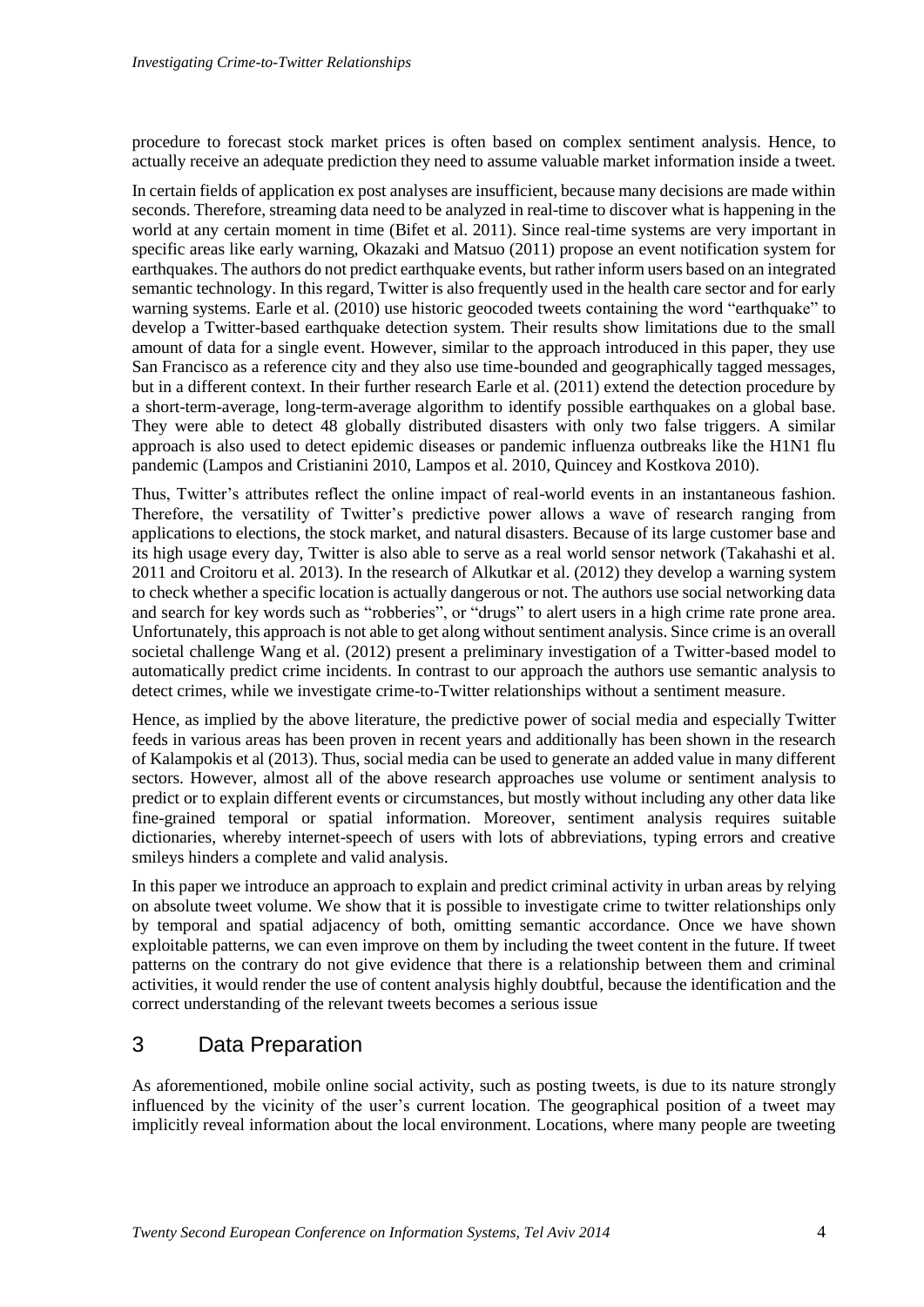procedure to forecast stock market prices is often based on complex sentiment analysis. Hence, to actually receive an adequate prediction they need to assume valuable market information inside a tweet.

In certain fields of application ex post analyses are insufficient, because many decisions are made within seconds. Therefore, streaming data need to be analyzed in real-time to discover what is happening in the world at any certain moment in time (Bifet et al. 2011). Since real-time systems are very important in specific areas like early warning, Okazaki and Matsuo (2011) propose an event notification system for earthquakes. The authors do not predict earthquake events, but rather inform users based on an integrated semantic technology. In this regard, Twitter is also frequently used in the health care sector and for early warning systems. Earle et al. (2010) use historic geocoded tweets containing the word "earthquake" to develop a Twitter-based earthquake detection system. Their results show limitations due to the small amount of data for a single event. However, similar to the approach introduced in this paper, they use San Francisco as a reference city and they also use time-bounded and geographically tagged messages, but in a different context. In their further research Earle et al. (2011) extend the detection procedure by a short-term-average, long-term-average algorithm to identify possible earthquakes on a global base. They were able to detect 48 globally distributed disasters with only two false triggers. A similar approach is also used to detect epidemic diseases or pandemic influenza outbreaks like the H1N1 flu pandemic (Lampos and Cristianini 2010, Lampos et al. 2010, Quincey and Kostkova 2010).

Thus, Twitter's attributes reflect the online impact of real-world events in an instantaneous fashion. Therefore, the versatility of Twitter's predictive power allows a wave of research ranging from applications to elections, the stock market, and natural disasters. Because of its large customer base and its high usage every day, Twitter is also able to serve as a real world sensor network (Takahashi et al. 2011 and Croitoru et al. 2013). In the research of Alkutkar et al. (2012) they develop a warning system to check whether a specific location is actually dangerous or not. The authors use social networking data and search for key words such as "robberies", or "drugs" to alert users in a high crime rate prone area. Unfortunately, this approach is not able to get along without sentiment analysis. Since crime is an overall societal challenge Wang et al. (2012) present a preliminary investigation of a Twitter-based model to automatically predict crime incidents. In contrast to our approach the authors use semantic analysis to detect crimes, while we investigate crime-to-Twitter relationships without a sentiment measure.

Hence, as implied by the above literature, the predictive power of social media and especially Twitter feeds in various areas has been proven in recent years and additionally has been shown in the research of Kalampokis et al (2013). Thus, social media can be used to generate an added value in many different sectors. However, almost all of the above research approaches use volume or sentiment analysis to predict or to explain different events or circumstances, but mostly without including any other data like fine-grained temporal or spatial information. Moreover, sentiment analysis requires suitable dictionaries, whereby internet-speech of users with lots of abbreviations, typing errors and creative smileys hinders a complete and valid analysis.

In this paper we introduce an approach to explain and predict criminal activity in urban areas by relying on absolute tweet volume. We show that it is possible to investigate crime to twitter relationships only by temporal and spatial adjacency of both, omitting semantic accordance. Once we have shown exploitable patterns, we can even improve on them by including the tweet content in the future. If tweet patterns on the contrary do not give evidence that there is a relationship between them and criminal activities, it would render the use of content analysis highly doubtful, because the identification and the correct understanding of the relevant tweets becomes a serious issue

# 3 Data Preparation

As aforementioned, mobile online social activity, such as posting tweets, is due to its nature strongly influenced by the vicinity of the user's current location. The geographical position of a tweet may implicitly reveal information about the local environment. Locations, where many people are tweeting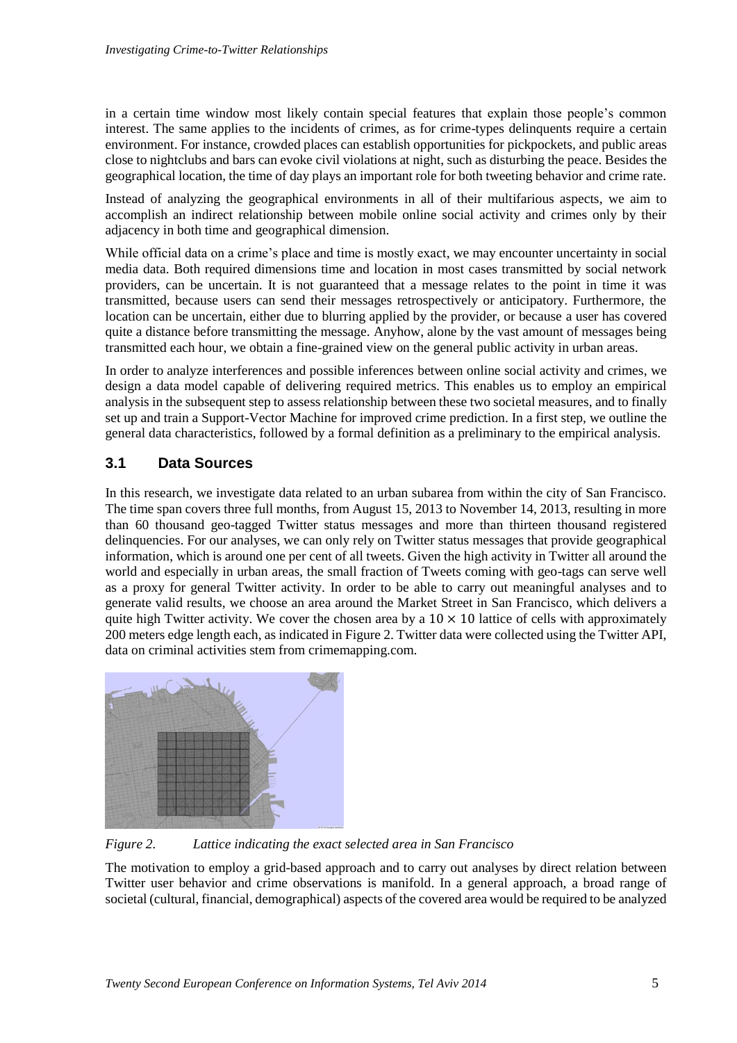in a certain time window most likely contain special features that explain those people's common interest. The same applies to the incidents of crimes, as for crime-types delinquents require a certain environment. For instance, crowded places can establish opportunities for pickpockets, and public areas close to nightclubs and bars can evoke civil violations at night, such as disturbing the peace. Besides the geographical location, the time of day plays an important role for both tweeting behavior and crime rate.

Instead of analyzing the geographical environments in all of their multifarious aspects, we aim to accomplish an indirect relationship between mobile online social activity and crimes only by their adjacency in both time and geographical dimension.

While official data on a crime's place and time is mostly exact, we may encounter uncertainty in social media data. Both required dimensions time and location in most cases transmitted by social network providers, can be uncertain. It is not guaranteed that a message relates to the point in time it was transmitted, because users can send their messages retrospectively or anticipatory. Furthermore, the location can be uncertain, either due to blurring applied by the provider, or because a user has covered quite a distance before transmitting the message. Anyhow, alone by the vast amount of messages being transmitted each hour, we obtain a fine-grained view on the general public activity in urban areas.

In order to analyze interferences and possible inferences between online social activity and crimes, we design a data model capable of delivering required metrics. This enables us to employ an empirical analysis in the subsequent step to assess relationship between these two societal measures, and to finally set up and train a Support-Vector Machine for improved crime prediction. In a first step, we outline the general data characteristics, followed by a formal definition as a preliminary to the empirical analysis.

## 3.1 Data Sources

In this research, we investigate data related to an urban subarea from within the city of San Francisco. The time span covers three full months, from August 15, 2013 to November 14, 2013, resulting in more than 60 thousand geo-tagged Twitter status messages and more than thirteen thousand registered delinquencies. For our analyses, we can only rely on Twitter status messages that provide geographical information, which is around one per cent of all tweets. Given the high activity in Twitter all around the world and especially in urban areas, the small fraction of Tweets coming with geo-tags can serve well as a proxy for general Twitter activity. In order to be able to carry out meaningful analyses and to generate valid results, we choose an area around the Market Street in San Francisco, which delivers a quite high Twitter activity. We cover the chosen area by a $10 \times 10$ lattice of cells with approximately 200 meters edge length each, as indicated in Figure 2. Twitter data were collected using the Twitter API, data on criminal activities stem from crimemapping.com.

*Figure 2. Lattice indicating the exact selected area in San Francisco*

The motivation to employ a grid-based approach and to carry out analyses by direct relation between Twitter user behavior and crime observations is manifold. In a general approach, a broad range of societal (cultural, financial, demographical) aspects of the covered area would be required to be analyzed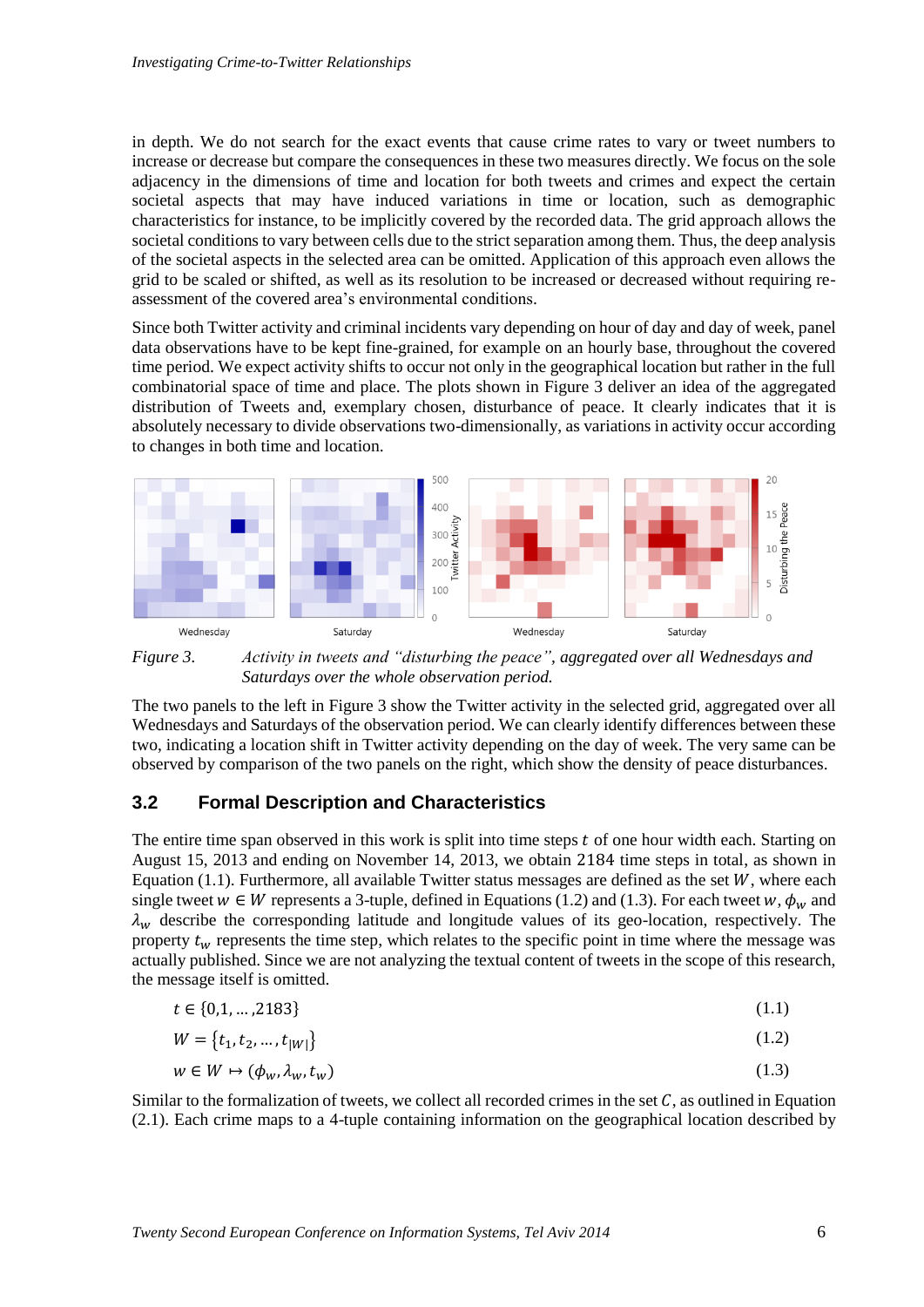in depth. We do not search for the exact events that cause crime rates to vary or tweet numbers to increase or decrease but compare the consequences in these two measures directly. We focus on the sole adjacency in the dimensions of time and location for both tweets and crimes and expect the certain societal aspects that may have induced variations in time or location, such as demographic characteristics for instance, to be implicitly covered by the recorded data. The grid approach allows the societal conditions to vary between cells due to the strict separation among them. Thus, the deep analysis of the societal aspects in the selected area can be omitted. Application of this approach even allows the grid to be scaled or shifted, as well as its resolution to be increased or decreased without requiring re-assessment of the covered area's environmental conditions.

Since both Twitter activity and criminal incidents vary depending on hour of day and day of week, panel data observations have to be kept fine-grained, for example on an hourly base, throughout the covered time period. We expect activity shifts to occur not only in the geographical location but rather in the full combinatorial space of time and place. The plots shown in Figure 3 deliver an idea of the aggregated distribution of Tweets and, exemplary chosen, disturbance of peace. It clearly indicates that it is absolutely necessary to divide observations two-dimensionally, as variations in activity occur according to changes in both time and location.

*Figure 3. Activity in tweets and "disturbing the peace", aggregated over all Wednesdays and Saturdays over the whole observation period.*

The two panels to the left in Figure 3 show the Twitter activity in the selected grid, aggregated over all Wednesdays and Saturdays of the observation period. We can clearly identify differences between these two, indicating a location shift in Twitter activity depending on the day of week. The very same can be observed by comparison of the two panels on the right, which show the density of peace disturbances.

## 3.2 Formal Description and Characteristics

The entire time span observed in this work is split into time steps $t$ of one hour width each. Starting on August 15, 2013 and ending on November 14, 2013, we obtain 2184 time steps in total, as shown in Equation (1.1). Furthermore, all available Twitter status messages are defined as the set $W$, where each single tweet $w \in W$ represents a 3-tuple, defined in Equations (1.2) and (1.3). For each tweet $w$, $\phi_w$ and $\lambda_w$ describe the corresponding latitude and longitude values of its geo-location, respectively. The property $t_w$ represents the time step, which relates to the specific point in time where the message was actually published. Since we are not analyzing the textual content of tweets in the scope of this research, the message itself is omitted.

$$t \in \{0,1,\dots,2183\} \tag{1.1}$$

$$W = \{t_1, t_2, \dots, t_{|W|}\} \tag{1.2}$$

$$w \in W \mapsto (\phi_w, \lambda_w, t_w) \tag{1.3}$$

Similar to the formalization of tweets, we collect all recorded crimes in the set $C$, as outlined in Equation (2.1). Each crime maps to a 4-tuple containing information on the geographical location described by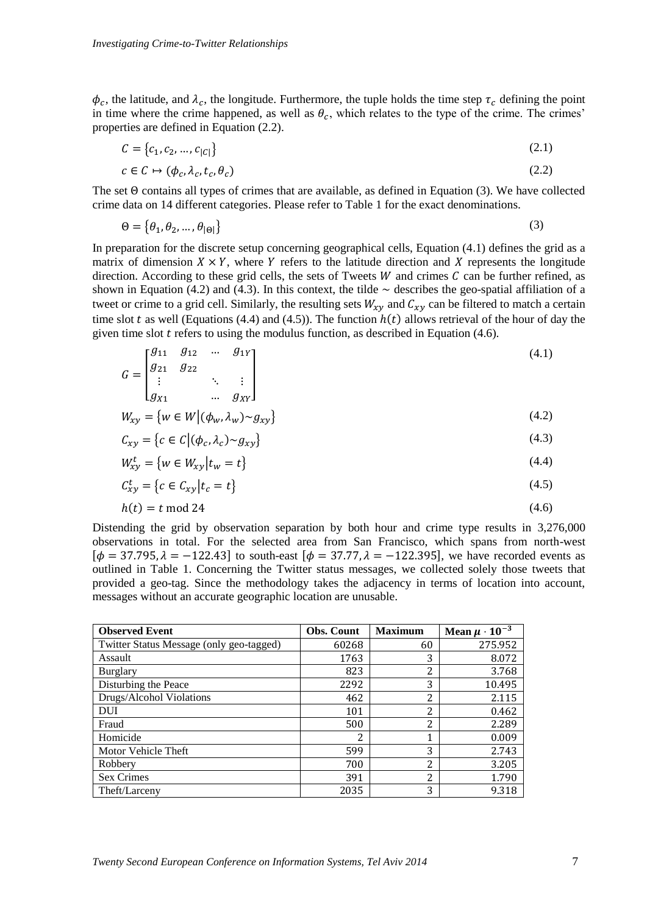$\phi_c$, the latitude, and $\lambda_c$, the longitude. Furthermore, the tuple holds the time step $\tau_c$ defining the point in time where the crime happened, as well as $\theta_c$, which relates to the type of the crime. The crimes' properties are defined in Equation (2.2).

$$C = \{c_1, c_2, \ldots, c_{|C|}\} \tag{2.1}$$

$$c \in C \mapsto (\phi_c, \lambda_c, t_c, \theta_c) \tag{2.2}$$

The set $\Theta$ contains all types of crimes that are available, as defined in Equation (3). We have collected crime data on 14 different categories. Please refer to Table 1 for the exact denominations.

$$\Theta = \{\theta_1, \theta_2, \ldots, \theta_{|\Theta|}\} \tag{3}$$

In preparation for the discrete setup concerning geographical cells, Equation (4.1) defines the grid as a matrix of dimension $X \times Y$, where $Y$ refers to the latitude direction and $X$ represents the longitude direction. According to these grid cells, the sets of Tweets $W$ and crimes $C$ can be further refined, as shown in Equation (4.2) and (4.3). In this context, the tilde $\sim$ describes the geo-spatial affiliation of a tweet or crime to a grid cell. Similarly, the resulting sets $W_{xy}$ and $C_{xy}$ can be filtered to match a certain time slot $t$ as well (Equations (4.4) and (4.5)). The function $h(t)$ allows retrieval of the hour of day the given time slot $t$ refers to using the modulus function, as described in Equation (4.6).

$$G = \begin{bmatrix} g_{11} & g_{12} & \cdots & g_{1Y} \\ g_{21} & g_{22} & & \\ \vdots & & \ddots & \vdots \\ g_{X1} & & \cdots & g_{XY} \end{bmatrix} \tag{4.1}$$

$$W_{xy} = \{w \in W | (\phi_w, \lambda_w) \sim g_{xy}\} \tag{4.2}$$

$$C_{xy} = \{c \in C | (\phi_c, \lambda_c) \sim g_{xy}\} \tag{4.3}$$

$$W_{xy}^t = \{w \in W_{xy} | t_w = t\} \tag{4.4}$$

$$C_{xy}^t = \{c \in C_{xy} | t_c = t\} \tag{4.5}$$

$$h(t) = t \bmod 24 \tag{4.6}$$

Distending the grid by observation separation by both hour and crime type results in 3,276,000 observations in total. For the selected area from San Francisco, which spans from north-west $[\phi = 37.795, \lambda = -122.43]$ to south-east $[\phi = 37.77, \lambda = -122.395]$, we have recorded events as outlined in Table 1. Concerning the Twitter status messages, we collected solely those tweets that provided a geo-tag. Since the methodology takes the adjacency in terms of location into account, messages without an accurate geographic location are unusable.

| Observed Event | Obs. Count | Maximum | Mean $\mu \cdot 10^{-3}$ |
|---|---|---|---|
| Twitter Status Message (only geo-tagged) | 60268 | 60 | 275.952 |
| Assault | 1763 | 3 | 8.072 |
| Burglary | 823 | 2 | 3.768 |
| Disturbing the Peace | 2292 | 3 | 10.495 |
| Drugs/Alcohol Violations | 462 | 2 | 2.115 |
| DUI | 101 | 2 | 0.462 |
| Fraud | 500 | 2 | 2.289 |
| Homicide | 2 | 1 | 0.009 |
| Motor Vehicle Theft | 599 | 3 | 2.743 |
| Robbery | 700 | 2 | 3.205 |
| Sex Crimes | 391 | 2 | 1.790 |
| Theft/Larceny | 2035 | 3 | 9.318 |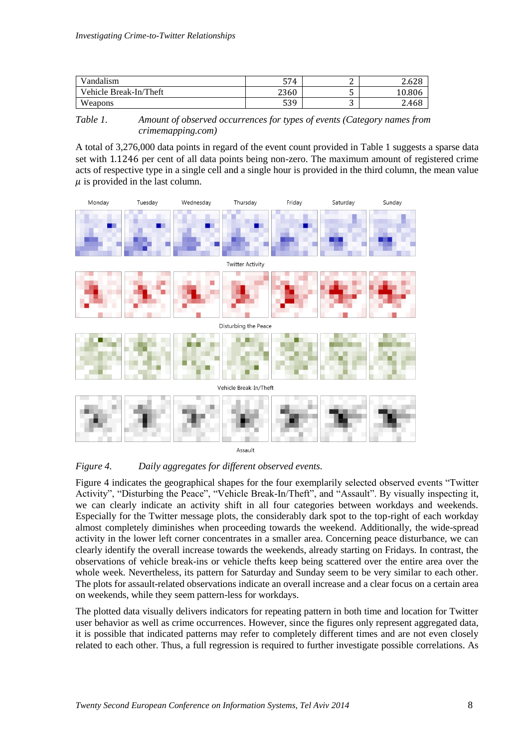| Vandalism | 574 | 2 | 2.628 |
|---|---|---|---|
| Vehicle Break-In/Theft | 2360 | 5 | 10.806 |
| Weapons | 539 | 3 | 2.468 |

*Table 1. Amount of observed occurrences for types of events (Category names from crimemapping.com)*

A total of 3,276,000 data points in regard of the event count provided in Table 1 suggests a sparse data set with 1.1246 per cent of all data points being non-zero. The maximum amount of registered crime acts of respective type in a single cell and a single hour is provided in the third column, the mean value $\mu$ is provided in the last column.

*Figure 4. Daily aggregates for different observed events.*

Figure 4 indicates the geographical shapes for the four exemplarily selected observed events “Twitter Activity”, “Disturbing the Peace”, “Vehicle Break-In/Theft”, and “Assault”. By visually inspecting it, we can clearly indicate an activity shift in all four categories between workdays and weekends. Especially for the Twitter message plots, the considerably dark spot to the top-right of each workday almost completely diminishes when proceeding towards the weekend. Additionally, the wide-spread activity in the lower left corner concentrates in a smaller area. Concerning peace disturbance, we can clearly identify the overall increase towards the weekends, already starting on Fridays. In contrast, the observations of vehicle break-ins or vehicle thefts keep being scattered over the entire area over the whole week. Nevertheless, its pattern for Saturday and Sunday seem to be very similar to each other. The plots for assault-related observations indicate an overall increase and a clear focus on a certain area on weekends, while they seem pattern-less for workdays.

The plotted data visually delivers indicators for repeating pattern in both time and location for Twitter user behavior as well as crime occurrences. However, since the figures only represent aggregated data, it is possible that indicated patterns may refer to completely different times and are not even closely related to each other. Thus, a full regression is required to further investigate possible correlations. As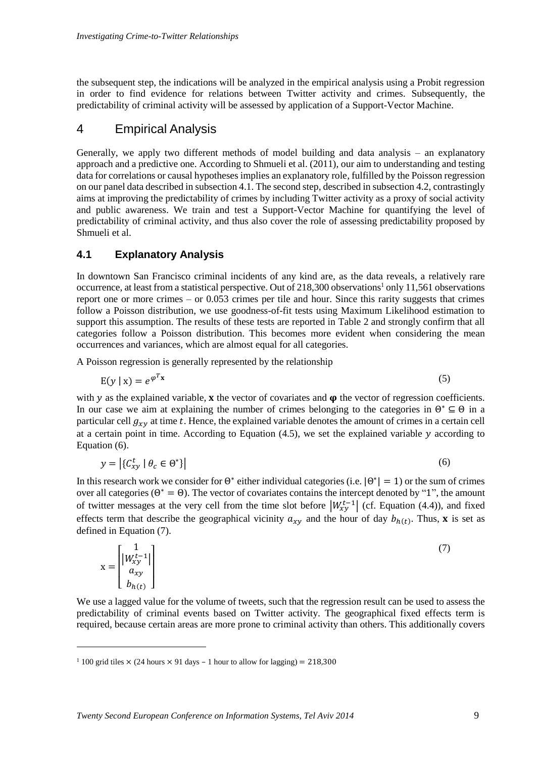the subsequent step, the indications will be analyzed in the empirical analysis using a Probit regression in order to find evidence for relations between Twitter activity and crimes. Subsequently, the predictability of criminal activity will be assessed by application of a Support-Vector Machine.

# 4 Empirical Analysis

Generally, we apply two different methods of model building and data analysis – an explanatory approach and a predictive one. According to Shmueli et al. (2011), our aim to understanding and testing data for correlations or causal hypotheses implies an explanatory role, fulfilled by the Poisson regression on our panel data described in subsection 4.1. The second step, described in subsection 4.2, contrastingly aims at improving the predictability of crimes by including Twitter activity as a proxy of social activity and public awareness. We train and test a Support-Vector Machine for quantifying the level of predictability of criminal activity, and thus also cover the role of assessing predictability proposed by Shmueli et al.

## 4.1 Explanatory Analysis

In downtown San Francisco criminal incidents of any kind are, as the data reveals, a relatively rare occurrence, at least from a statistical perspective. Out of 218,300 observations[1] only 11,561 observations report one or more crimes – or 0.053 crimes per tile and hour. Since this rarity suggests that crimes follow a Poisson distribution, we use goodness-of-fit tests using Maximum Likelihood estimation to support this assumption. The results of these tests are reported in Table 2 and strongly confirm that all categories follow a Poisson distribution. This becomes more evident when considering the mean occurrences and variances, which are almost equal for all categories.

A Poisson regression is generally represented by the relationship

$$\mathrm{E}(y \mid \mathrm{x}) = e^{\varphi^T \mathbf{x}} \tag{5}$$

with $y$ as the explained variable, $\mathbf{x}$ the vector of covariates and $\boldsymbol{\varphi}$ the vector of regression coefficients. In our case we aim at explaining the number of crimes belonging to the categories in $\Theta^* \subseteq \Theta$ in a particular cell $g_{xy}$ at time $t$. Hence, the explained variable denotes the amount of crimes in a certain cell at a certain point in time. According to Equation (4.5), we set the explained variable $y$ according to Equation (6).

$$y = \left|\{C_{xy}^t \mid \theta_c \in \Theta^*\}\right| \tag{6}$$

In this research work we consider for $\Theta^*$ either individual categories (i.e. $|\Theta^*| = 1$) or the sum of crimes over all categories ($\Theta^* = \Theta$). The vector of covariates contains the intercept denoted by "1", the amount of twitter messages at the very cell from the time slot before $\left|W_{xy}^{t-1}\right|$ (cf. Equation (4.4)), and fixed effects term that describe the geographical vicinity $a_{xy}$ and the hour of day $b_{h(t)}$. Thus, $\mathbf{x}$ is set as defined in Equation (7).

$$\mathrm{x} = \begin{bmatrix} 1 \\ \left|W_{xy}^{t-1}\right| \\ a_{xy} \\ b_{h(t)} \end{bmatrix} \tag{7}$$

We use a lagged value for the volume of tweets, such that the regression result can be used to assess the predictability of criminal events based on Twitter activity. The geographical fixed effects term is required, because certain areas are more prone to criminal activity than others. This additionally covers

[1] 100 grid tiles $\times$ (24 hours $\times$ 91 days – 1 hour to allow for lagging) = 218,300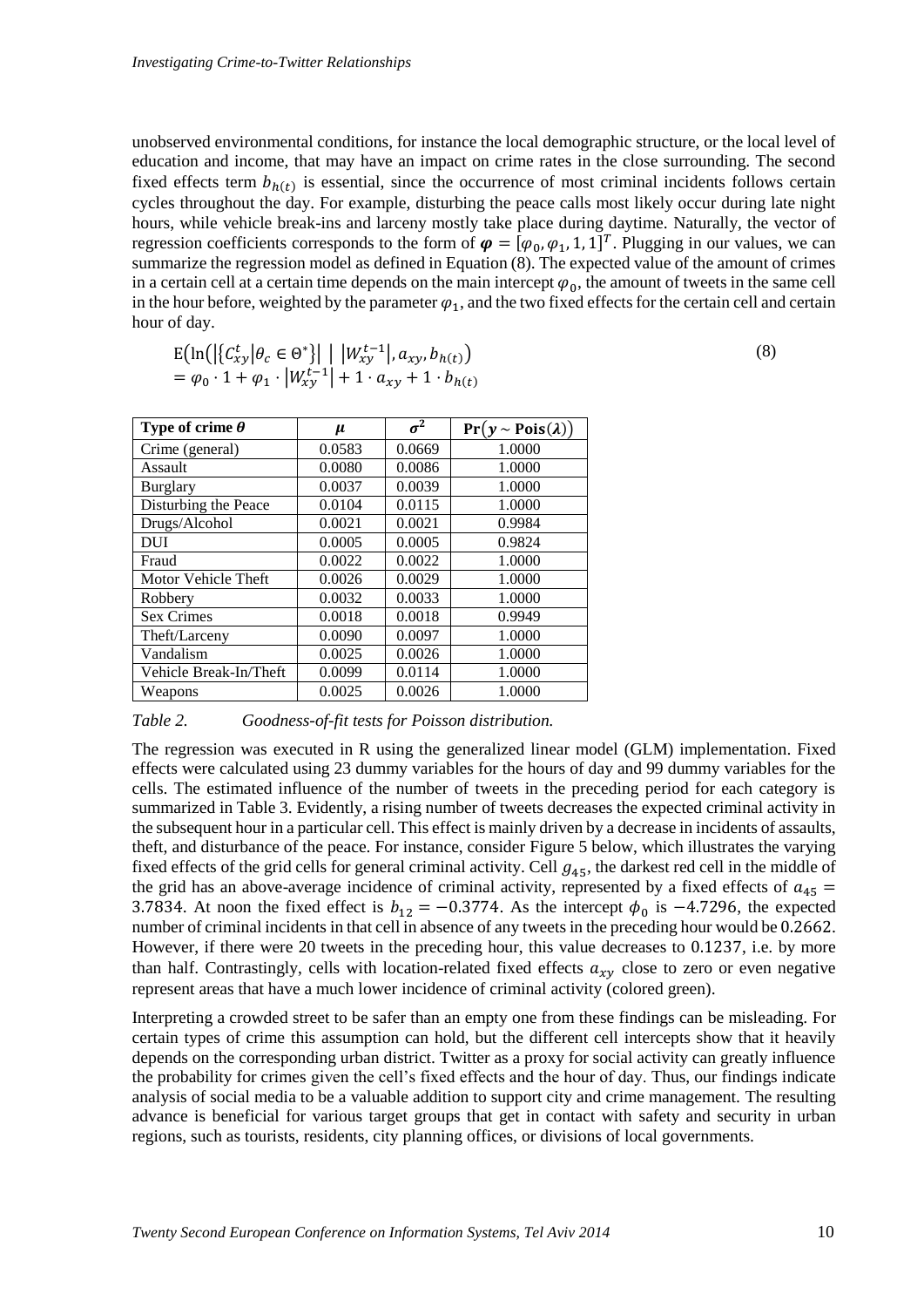unobserved environmental conditions, for instance the local demographic structure, or the local level of education and income, that may have an impact on crime rates in the close surrounding. The second fixed effects term $b_{h(t)}$ is essential, since the occurrence of most criminal incidents follows certain cycles throughout the day. For example, disturbing the peace calls most likely occur during late night hours, while vehicle break-ins and larceny mostly take place during daytime. Naturally, the vector of regression coefficients corresponds to the form of $\boldsymbol{\varphi} = [\varphi_0, \varphi_1, 1, 1]^T$. Plugging in our values, we can summarize the regression model as defined in Equation (8). The expected value of the amount of crimes in a certain cell at a certain time depends on the main intercept $\varphi_0$, the amount of tweets in the same cell in the hour before, weighted by the parameter $\varphi_1$, and the two fixed effects for the certain cell and certain hour of day.

$$
\begin{aligned}
&\mathrm{E}\left(\ln\left(\left|\{C_{xy}^t \middle| \theta_c \in \Theta^*\}\right| \;\middle|\; \left|W_{xy}^{t-1}\right|, a_{xy}, b_{h(t)}\right)\right. \\
&= \varphi_0 \cdot 1 + \varphi_1 \cdot \left|W_{xy}^{t-1}\right| + 1 \cdot a_{xy} + 1 \cdot b_{h(t)}
\end{aligned}
\tag{8}
$$

| Type of crime $\theta$ | $\mu$ | $\sigma^2$ | $\Pr(y \sim \mathrm{Pois}(\lambda))$ |
|---|---|---|---|
| Crime (general) | 0.0583 | 0.0669 | 1.0000 |
| Assault | 0.0080 | 0.0086 | 1.0000 |
| Burglary | 0.0037 | 0.0039 | 1.0000 |
| Disturbing the Peace | 0.0104 | 0.0115 | 1.0000 |
| Drugs/Alcohol | 0.0021 | 0.0021 | 0.9984 |
| DUI | 0.0005 | 0.0005 | 0.9824 |
| Fraud | 0.0022 | 0.0022 | 1.0000 |
| Motor Vehicle Theft | 0.0026 | 0.0029 | 1.0000 |
| Robbery | 0.0032 | 0.0033 | 1.0000 |
| Sex Crimes | 0.0018 | 0.0018 | 0.9949 |
| Theft/Larceny | 0.0090 | 0.0097 | 1.0000 |
| Vandalism | 0.0025 | 0.0026 | 1.0000 |
| Vehicle Break-In/Theft | 0.0099 | 0.0114 | 1.0000 |
| Weapons | 0.0025 | 0.0026 | 1.0000 |

*Table 2. Goodness-of-fit tests for Poisson distribution.*

The regression was executed in R using the generalized linear model (GLM) implementation. Fixed effects were calculated using 23 dummy variables for the hours of day and 99 dummy variables for the cells. The estimated influence of the number of tweets in the preceding period for each category is summarized in Table 3. Evidently, a rising number of tweets decreases the expected criminal activity in the subsequent hour in a particular cell. This effect is mainly driven by a decrease in incidents of assaults, theft, and disturbance of the peace. For instance, consider Figure 5 below, which illustrates the varying fixed effects of the grid cells for general criminal activity. Cell $g_{45}$, the darkest red cell in the middle of the grid has an above-average incidence of criminal activity, represented by a fixed effects of $a_{45} = 3.7834$. At noon the fixed effect is $b_{12} = -0.3774$. As the intercept $\phi_0$ is $-4.7296$, the expected number of criminal incidents in that cell in absence of any tweets in the preceding hour would be $0.2662$. However, if there were 20 tweets in the preceding hour, this value decreases to $0.1237$, i.e. by more than half. Contrastingly, cells with location-related fixed effects $a_{xy}$ close to zero or even negative represent areas that have a much lower incidence of criminal activity (colored green).

Interpreting a crowded street to be safer than an empty one from these findings can be misleading. For certain types of crime this assumption can hold, but the different cell intercepts show that it heavily depends on the corresponding urban district. Twitter as a proxy for social activity can greatly influence the probability for crimes given the cell's fixed effects and the hour of day. Thus, our findings indicate analysis of social media to be a valuable addition to support city and crime management. The resulting advance is beneficial for various target groups that get in contact with safety and security in urban regions, such as tourists, residents, city planning offices, or divisions of local governments.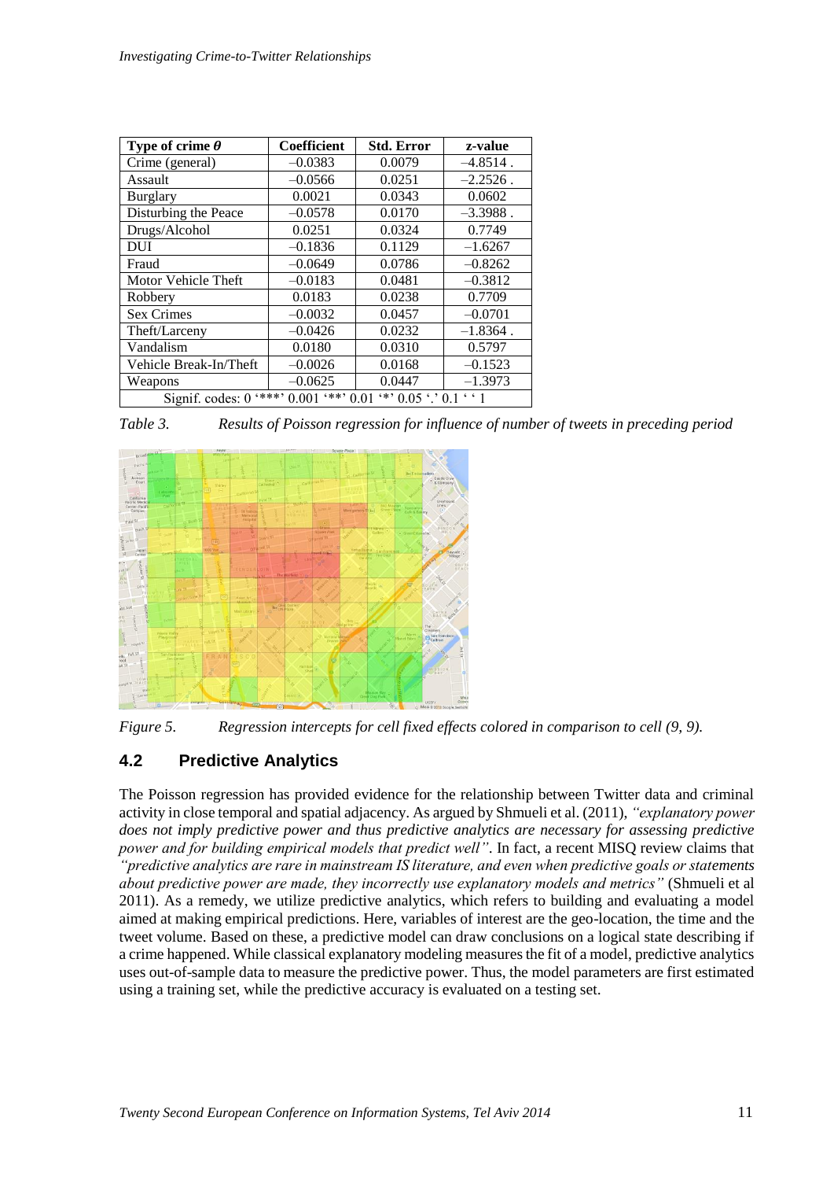| Type of crime $\theta$ | Coefficient | Std. Error | z-value |
|---|---|---|---|
| Crime (general) | –0.0383 | 0.0079 | –4.8514 . |
| Assault | –0.0566 | 0.0251 | –2.2526 . |
| Burglary | 0.0021 | 0.0343 | 0.0602 |
| Disturbing the Peace | –0.0578 | 0.0170 | –3.3988 . |
| Drugs/Alcohol | 0.0251 | 0.0324 | 0.7749 |
| DUI | –0.1836 | 0.1129 | –1.6267 |
| Fraud | –0.0649 | 0.0786 | –0.8262 |
| Motor Vehicle Theft | –0.0183 | 0.0481 | –0.3812 |
| Robbery | 0.0183 | 0.0238 | 0.7709 |
| Sex Crimes | –0.0032 | 0.0457 | –0.0701 |
| Theft/Larceny | –0.0426 | 0.0232 | –1.8364 . |
| Vandalism | 0.0180 | 0.0310 | 0.5797 |
| Vehicle Break-In/Theft | –0.0026 | 0.0168 | –0.1523 |
| Weapons | –0.0625 | 0.0447 | –1.3973 |
| Signif. codes: 0 '***' 0.001 '**' 0.01 '*' 0.05 '.' 0.1 ' ' 1 | | | |

*Table 3. Results of Poisson regression for influence of number of tweets in preceding period*

*Figure 5. Regression intercepts for cell fixed effects colored in comparison to cell (9, 9).*

## 4.2 Predictive Analytics

The Poisson regression has provided evidence for the relationship between Twitter data and criminal activity in close temporal and spatial adjacency. As argued by Shmueli et al. (2011), *"explanatory power does not imply predictive power and thus predictive analytics are necessary for assessing predictive power and for building empirical models that predict well"*. In fact, a recent MISQ review claims that *"predictive analytics are rare in mainstream IS literature, and even when predictive goals or statements about predictive power are made, they incorrectly use explanatory models and metrics"* (Shmueli et al 2011). As a remedy, we utilize predictive analytics, which refers to building and evaluating a model aimed at making empirical predictions. Here, variables of interest are the geo-location, the time and the tweet volume. Based on these, a predictive model can draw conclusions on a logical state describing if a crime happened. While classical explanatory modeling measures the fit of a model, predictive analytics uses out-of-sample data to measure the predictive power. Thus, the model parameters are first estimated using a training set, while the predictive accuracy is evaluated on a testing set.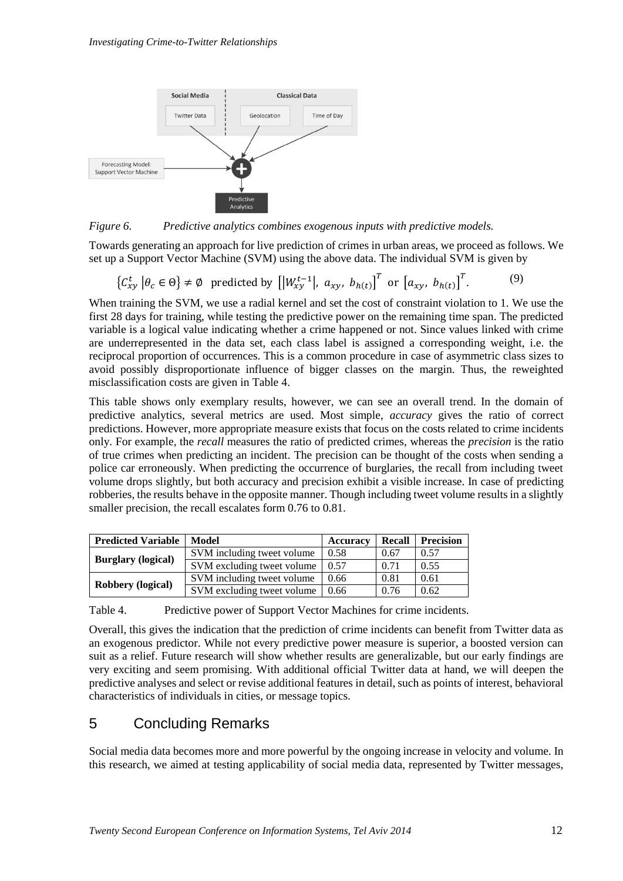*Figure 6. Predictive analytics combines exogenous inputs with predictive models.*

Towards generating an approach for live prediction of crimes in urban areas, we proceed as follows. We set up a Support Vector Machine (SVM) using the above data. The individual SVM is given by

$$\left\{C_{xy}^{t} \,\middle|\, \theta_c \in \Theta\right\} \neq \emptyset \quad \text{predicted by } \left[\left|W_{xy}^{t-1}\right|,\ a_{xy},\ b_{h(t)}\right]^T \text{ or } \left[a_{xy},\ b_{h(t)}\right]^T. \tag{9}$$

When training the SVM, we use a radial kernel and set the cost of constraint violation to 1. We use the first 28 days for training, while testing the predictive power on the remaining time span. The predicted variable is a logical value indicating whether a crime happened or not. Since values linked with crime are underrepresented in the data set, each class label is assigned a corresponding weight, i.e. the reciprocal proportion of occurrences. This is a common procedure in case of asymmetric class sizes to avoid possibly disproportionate influence of bigger classes on the margin. Thus, the reweighted misclassification costs are given in Table 4.

This table shows only exemplary results, however, we can see an overall trend. In the domain of predictive analytics, several metrics are used. Most simple, *accuracy* gives the ratio of correct predictions. However, more appropriate measure exists that focus on the costs related to crime incidents only. For example, the *recall* measures the ratio of predicted crimes, whereas the *precision* is the ratio of true crimes when predicting an incident. The precision can be thought of the costs when sending a police car erroneously. When predicting the occurrence of burglaries, the recall from including tweet volume drops slightly, but both accuracy and precision exhibit a visible increase. In case of predicting robberies, the results behave in the opposite manner. Though including tweet volume results in a slightly smaller precision, the recall escalates form 0.76 to 0.81.

| Predicted Variable | Model | Accuracy | Recall | Precision |
|---|---|---|---|---|
| **Burglary (logical)** | SVM including tweet volume | 0.58 | 0.67 | 0.57 |
| | SVM excluding tweet volume | 0.57 | 0.71 | 0.55 |
| **Robbery (logical)** | SVM including tweet volume | 0.66 | 0.81 | 0.61 |
| | SVM excluding tweet volume | 0.66 | 0.76 | 0.62 |

Table 4. Predictive power of Support Vector Machines for crime incidents.

Overall, this gives the indication that the prediction of crime incidents can benefit from Twitter data as an exogenous predictor. While not every predictive power measure is superior, a boosted version can suit as a relief. Future research will show whether results are generalizable, but our early findings are very exciting and seem promising. With additional official Twitter data at hand, we will deepen the predictive analyses and select or revise additional features in detail, such as points of interest, behavioral characteristics of individuals in cities, or message topics.

# 5 Concluding Remarks

Social media data becomes more and more powerful by the ongoing increase in velocity and volume. In this research, we aimed at testing applicability of social media data, represented by Twitter messages,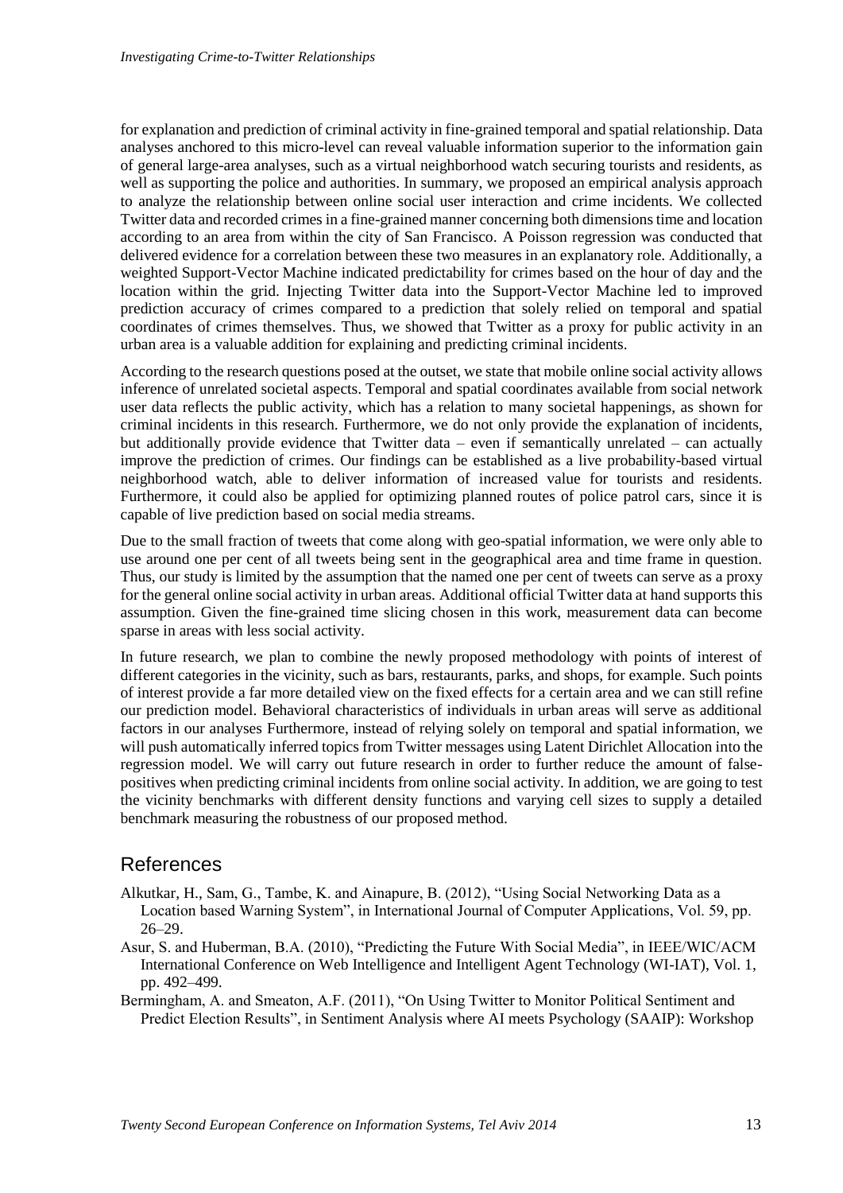for explanation and prediction of criminal activity in fine-grained temporal and spatial relationship. Data analyses anchored to this micro-level can reveal valuable information superior to the information gain of general large-area analyses, such as a virtual neighborhood watch securing tourists and residents, as well as supporting the police and authorities. In summary, we proposed an empirical analysis approach to analyze the relationship between online social user interaction and crime incidents. We collected Twitter data and recorded crimes in a fine-grained manner concerning both dimensions time and location according to an area from within the city of San Francisco. A Poisson regression was conducted that delivered evidence for a correlation between these two measures in an explanatory role. Additionally, a weighted Support-Vector Machine indicated predictability for crimes based on the hour of day and the location within the grid. Injecting Twitter data into the Support-Vector Machine led to improved prediction accuracy of crimes compared to a prediction that solely relied on temporal and spatial coordinates of crimes themselves. Thus, we showed that Twitter as a proxy for public activity in an urban area is a valuable addition for explaining and predicting criminal incidents.

According to the research questions posed at the outset, we state that mobile online social activity allows inference of unrelated societal aspects. Temporal and spatial coordinates available from social network user data reflects the public activity, which has a relation to many societal happenings, as shown for criminal incidents in this research. Furthermore, we do not only provide the explanation of incidents, but additionally provide evidence that Twitter data – even if semantically unrelated – can actually improve the prediction of crimes. Our findings can be established as a live probability-based virtual neighborhood watch, able to deliver information of increased value for tourists and residents. Furthermore, it could also be applied for optimizing planned routes of police patrol cars, since it is capable of live prediction based on social media streams.

Due to the small fraction of tweets that come along with geo-spatial information, we were only able to use around one per cent of all tweets being sent in the geographical area and time frame in question. Thus, our study is limited by the assumption that the named one per cent of tweets can serve as a proxy for the general online social activity in urban areas. Additional official Twitter data at hand supports this assumption. Given the fine-grained time slicing chosen in this work, measurement data can become sparse in areas with less social activity.

In future research, we plan to combine the newly proposed methodology with points of interest of different categories in the vicinity, such as bars, restaurants, parks, and shops, for example. Such points of interest provide a far more detailed view on the fixed effects for a certain area and we can still refine our prediction model. Behavioral characteristics of individuals in urban areas will serve as additional factors in our analyses Furthermore, instead of relying solely on temporal and spatial information, we will push automatically inferred topics from Twitter messages using Latent Dirichlet Allocation into the regression model. We will carry out future research in order to further reduce the amount of false-positives when predicting criminal incidents from online social activity. In addition, we are going to test the vicinity benchmarks with different density functions and varying cell sizes to supply a detailed benchmark measuring the robustness of our proposed method.

# References

Alkutkar, H., Sam, G., Tambe, K. and Ainapure, B. (2012), "Using Social Networking Data as a Location based Warning System", in International Journal of Computer Applications, Vol. 59, pp. 26–29.

Asur, S. and Huberman, B.A. (2010), "Predicting the Future With Social Media", in IEEE/WIC/ACM International Conference on Web Intelligence and Intelligent Agent Technology (WI-IAT), Vol. 1, pp. 492–499.

Bermingham, A. and Smeaton, A.F. (2011), "On Using Twitter to Monitor Political Sentiment and Predict Election Results", in Sentiment Analysis where AI meets Psychology (SAAIP): Workshop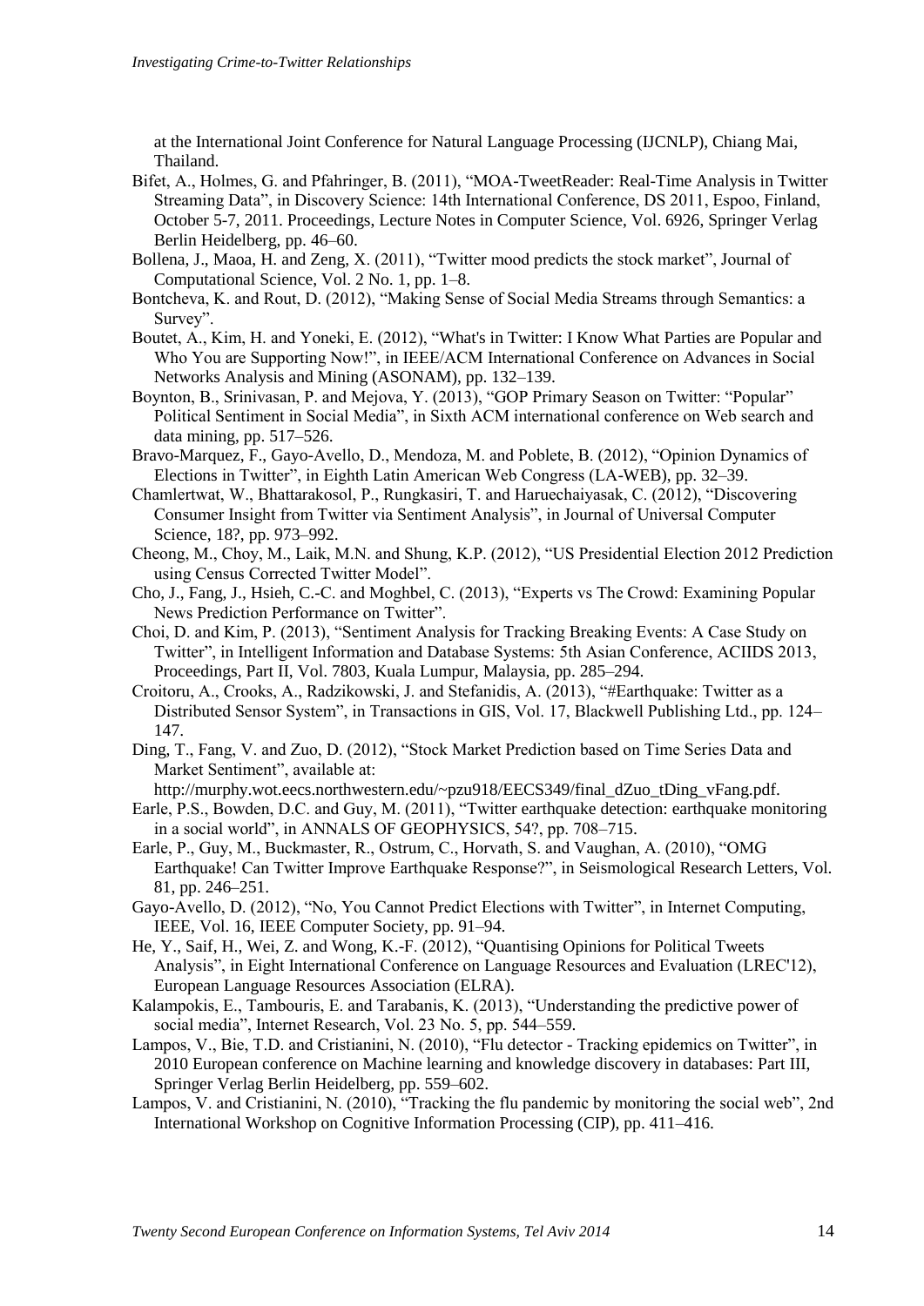at the International Joint Conference for Natural Language Processing (IJCNLP), Chiang Mai, Thailand.

Bifet, A., Holmes, G. and Pfahringer, B. (2011), "MOA-TweetReader: Real-Time Analysis in Twitter Streaming Data", in Discovery Science: 14th International Conference, DS 2011, Espoo, Finland, October 5-7, 2011. Proceedings, Lecture Notes in Computer Science, Vol. 6926, Springer Verlag Berlin Heidelberg, pp. 46–60.

Bollena, J., Maoa, H. and Zeng, X. (2011), "Twitter mood predicts the stock market", Journal of Computational Science, Vol. 2 No. 1, pp. 1–8.

Bontcheva, K. and Rout, D. (2012), "Making Sense of Social Media Streams through Semantics: a Survey".

Boutet, A., Kim, H. and Yoneki, E. (2012), "What's in Twitter: I Know What Parties are Popular and Who You are Supporting Now!", in IEEE/ACM International Conference on Advances in Social Networks Analysis and Mining (ASONAM), pp. 132–139.

Boynton, B., Srinivasan, P. and Mejova, Y. (2013), "GOP Primary Season on Twitter: "Popular" Political Sentiment in Social Media", in Sixth ACM international conference on Web search and data mining, pp. 517–526.

Bravo-Marquez, F., Gayo-Avello, D., Mendoza, M. and Poblete, B. (2012), "Opinion Dynamics of Elections in Twitter", in Eighth Latin American Web Congress (LA-WEB), pp. 32–39.

Chamlertwat, W., Bhattarakosol, P., Rungkasiri, T. and Haruechaiyasak, C. (2012), "Discovering Consumer Insight from Twitter via Sentiment Analysis", in Journal of Universal Computer Science, 18?, pp. 973–992.

Cheong, M., Choy, M., Laik, M.N. and Shung, K.P. (2012), "US Presidential Election 2012 Prediction using Census Corrected Twitter Model".

Cho, J., Fang, J., Hsieh, C.-C. and Moghbel, C. (2013), "Experts vs The Crowd: Examining Popular News Prediction Performance on Twitter".

Choi, D. and Kim, P. (2013), "Sentiment Analysis for Tracking Breaking Events: A Case Study on Twitter", in Intelligent Information and Database Systems: 5th Asian Conference, ACIIDS 2013, Proceedings, Part II, Vol. 7803, Kuala Lumpur, Malaysia, pp. 285–294.

Croitoru, A., Crooks, A., Radzikowski, J. and Stefanidis, A. (2013), "#Earthquake: Twitter as a Distributed Sensor System", in Transactions in GIS, Vol. 17, Blackwell Publishing Ltd., pp. 124–147.

Ding, T., Fang, V. and Zuo, D. (2012), "Stock Market Prediction based on Time Series Data and Market Sentiment", available at: http://murphy.wot.eecs.northwestern.edu/~pzu918/EECS349/final_dZuo_tDing_vFang.pdf.

Earle, P.S., Bowden, D.C. and Guy, M. (2011), "Twitter earthquake detection: earthquake monitoring in a social world", in ANNALS OF GEOPHYSICS, 54?, pp. 708–715.

Earle, P., Guy, M., Buckmaster, R., Ostrum, C., Horvath, S. and Vaughan, A. (2010), "OMG Earthquake! Can Twitter Improve Earthquake Response?", in Seismological Research Letters, Vol. 81, pp. 246–251.

Gayo-Avello, D. (2012), "No, You Cannot Predict Elections with Twitter", in Internet Computing, IEEE, Vol. 16, IEEE Computer Society, pp. 91–94.

He, Y., Saif, H., Wei, Z. and Wong, K.-F. (2012), "Quantising Opinions for Political Tweets Analysis", in Eight International Conference on Language Resources and Evaluation (LREC'12), European Language Resources Association (ELRA).

Kalampokis, E., Tambouris, E. and Tarabanis, K. (2013), "Understanding the predictive power of social media", Internet Research, Vol. 23 No. 5, pp. 544–559.

Lampos, V., Bie, T.D. and Cristianini, N. (2010), "Flu detector - Tracking epidemics on Twitter", in 2010 European conference on Machine learning and knowledge discovery in databases: Part III, Springer Verlag Berlin Heidelberg, pp. 559–602.

Lampos, V. and Cristianini, N. (2010), "Tracking the flu pandemic by monitoring the social web", 2nd International Workshop on Cognitive Information Processing (CIP), pp. 411–416.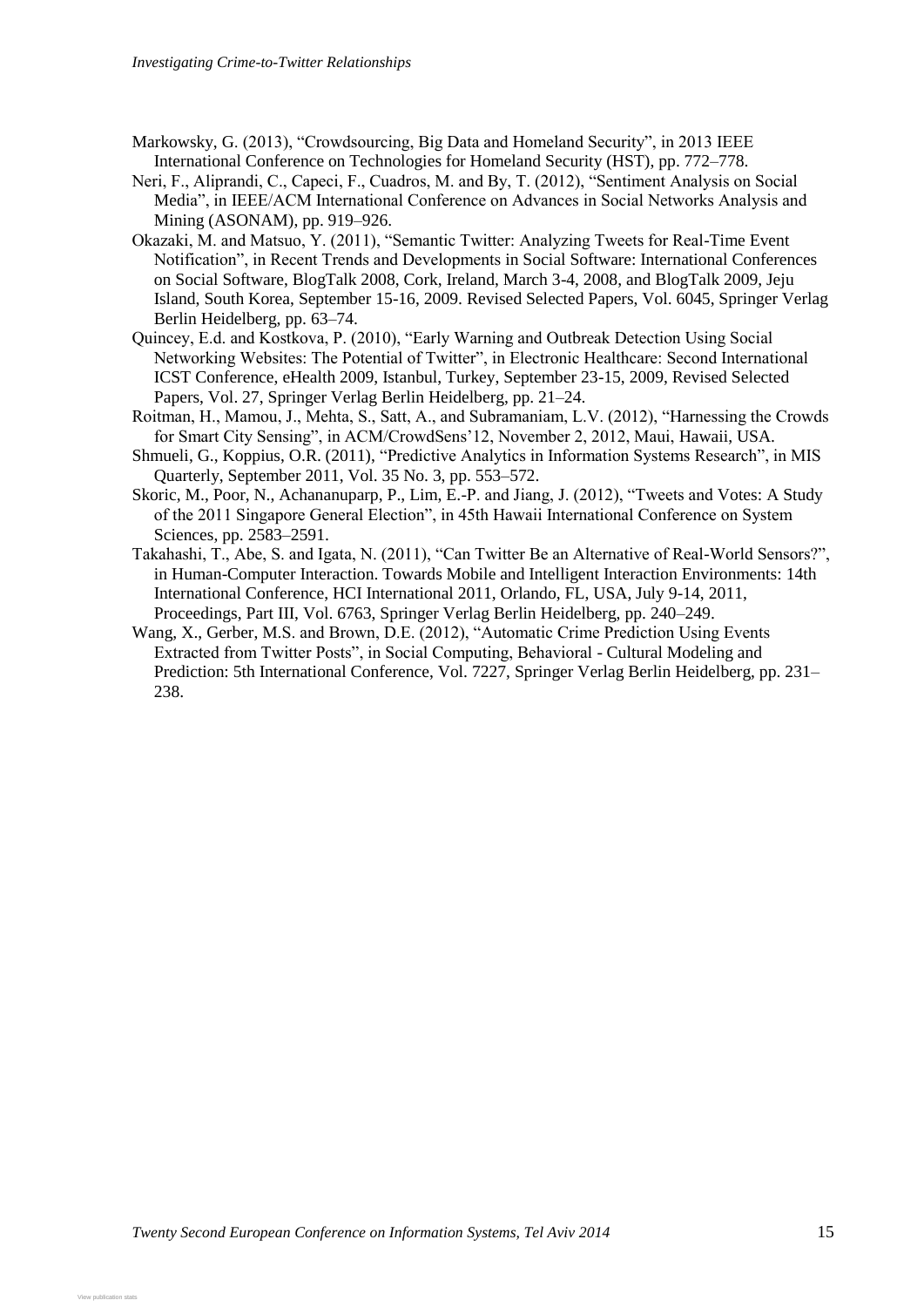Markowsky, G. (2013), “Crowdsourcing, Big Data and Homeland Security”, in 2013 IEEE International Conference on Technologies for Homeland Security (HST), pp. 772–778.

Neri, F., Aliprandi, C., Capeci, F., Cuadros, M. and By, T. (2012), “Sentiment Analysis on Social Media”, in IEEE/ACM International Conference on Advances in Social Networks Analysis and Mining (ASONAM), pp. 919–926.

Okazaki, M. and Matsuo, Y. (2011), “Semantic Twitter: Analyzing Tweets for Real-Time Event Notification”, in Recent Trends and Developments in Social Software: International Conferences on Social Software, BlogTalk 2008, Cork, Ireland, March 3-4, 2008, and BlogTalk 2009, Jeju Island, South Korea, September 15-16, 2009. Revised Selected Papers, Vol. 6045, Springer Verlag Berlin Heidelberg, pp. 63–74.

Quincey, E.d. and Kostkova, P. (2010), “Early Warning and Outbreak Detection Using Social Networking Websites: The Potential of Twitter”, in Electronic Healthcare: Second International ICST Conference, eHealth 2009, Istanbul, Turkey, September 23-15, 2009, Revised Selected Papers, Vol. 27, Springer Verlag Berlin Heidelberg, pp. 21–24.

Roitman, H., Mamou, J., Mehta, S., Satt, A., and Subramaniam, L.V. (2012), “Harnessing the Crowds for Smart City Sensing”, in ACM/CrowdSens’12, November 2, 2012, Maui, Hawaii, USA.

Shmueli, G., Koppius, O.R. (2011), “Predictive Analytics in Information Systems Research”, in MIS Quarterly, September 2011, Vol. 35 No. 3, pp. 553–572.

Skoric, M., Poor, N., Achananuparp, P., Lim, E.-P. and Jiang, J. (2012), “Tweets and Votes: A Study of the 2011 Singapore General Election”, in 45th Hawaii International Conference on System Sciences, pp. 2583–2591.

Takahashi, T., Abe, S. and Igata, N. (2011), “Can Twitter Be an Alternative of Real-World Sensors?”, in Human-Computer Interaction. Towards Mobile and Intelligent Interaction Environments: 14th International Conference, HCI International 2011, Orlando, FL, USA, July 9-14, 2011, Proceedings, Part III, Vol. 6763, Springer Verlag Berlin Heidelberg, pp. 240–249.

Wang, X., Gerber, M.S. and Brown, D.E. (2012), “Automatic Crime Prediction Using Events Extracted from Twitter Posts”, in Social Computing, Behavioral - Cultural Modeling and Prediction: 5th International Conference, Vol. 7227, Springer Verlag Berlin Heidelberg, pp. 231–238.